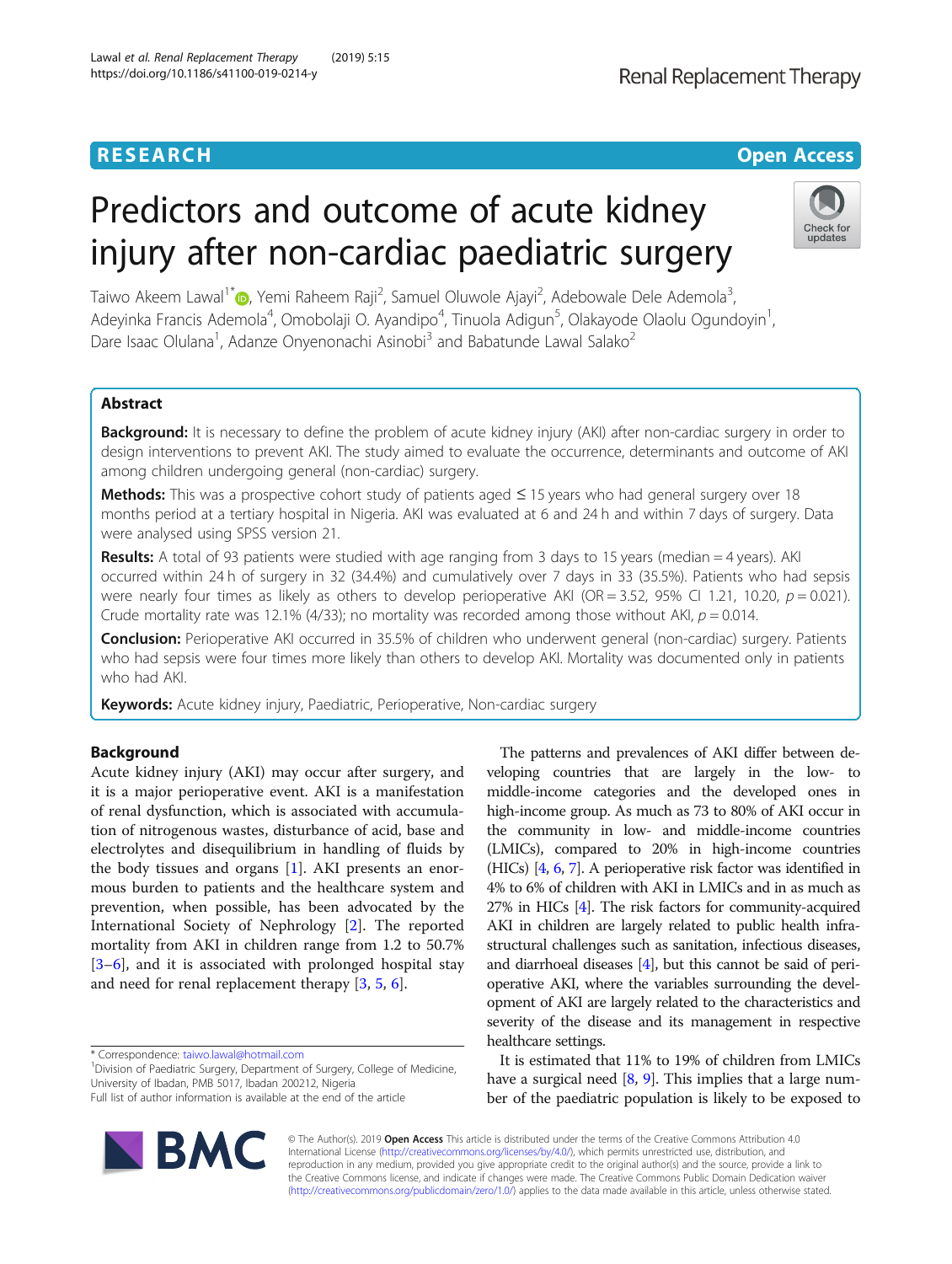RESEARCH Open Access

# Predictors and outcome of acute kidney injury after non-cardiac paediatric surgery

Taiwo Akeem Lawal[1*], Yemi Raheem Raji[2], Samuel Oluwole Ajayi[2], Adebowale Dele Ademola[3], Adeyinka Francis Ademola[4], Omobolaji O. Ayandipo[4], Tinuola Adigun[5], Olakayode Olaolu Ogundoyin[1], Dare Isaac Olulana[1], Adanze Onyenonachi Asinobi[3] and Babatunde Lawal Salako[2]

## Abstract

**Background:** It is necessary to define the problem of acute kidney injury (AKI) after non-cardiac surgery in order to design interventions to prevent AKI. The study aimed to evaluate the occurrence, determinants and outcome of AKI among children undergoing general (non-cardiac) surgery.

**Methods:** This was a prospective cohort study of patients aged ≤ 15 years who had general surgery over 18 months period at a tertiary hospital in Nigeria. AKI was evaluated at 6 and 24 h and within 7 days of surgery. Data were analysed using SPSS version 21.

**Results:** A total of 93 patients were studied with age ranging from 3 days to 15 years (median = 4 years). AKI occurred within 24 h of surgery in 32 (34.4%) and cumulatively over 7 days in 33 (35.5%). Patients who had sepsis were nearly four times as likely as others to develop perioperative AKI (OR = 3.52, 95% CI 1.21, 10.20, $p = 0.021$). Crude mortality rate was 12.1% (4/33); no mortality was recorded among those without AKI, $p = 0.014$.

**Conclusion:** Perioperative AKI occurred in 35.5% of children who underwent general (non-cardiac) surgery. Patients who had sepsis were four times more likely than others to develop AKI. Mortality was documented only in patients who had AKI.

**Keywords:** Acute kidney injury, Paediatric, Perioperative, Non-cardiac surgery

## Background

Acute kidney injury (AKI) may occur after surgery, and it is a major perioperative event. AKI is a manifestation of renal dysfunction, which is associated with accumulation of nitrogenous wastes, disturbance of acid, base and electrolytes and disequilibrium in handling of fluids by the body tissues and organs [1]. AKI presents an enormous burden to patients and the healthcare system and prevention, when possible, has been advocated by the International Society of Nephrology [2]. The reported mortality from AKI in children range from 1.2 to 50.7% [3–6], and it is associated with prolonged hospital stay and need for renal replacement therapy [3, 5, 6].

The patterns and prevalences of AKI differ between developing countries that are largely in the low- to middle-income categories and the developed ones in high-income group. As much as 73 to 80% of AKI occur in the community in low- and middle-income countries (LMICs), compared to 20% in high-income countries (HICs) [4, 6, 7]. A perioperative risk factor was identified in 4% to 6% of children with AKI in LMICs and in as much as 27% in HICs [4]. The risk factors for community-acquired AKI in children are largely related to public health infrastructural challenges such as sanitation, infectious diseases, and diarrhoeal diseases [4], but this cannot be said of perioperative AKI, where the variables surrounding the development of AKI are largely related to the characteristics and severity of the disease and its management in respective healthcare settings.

It is estimated that 11% to 19% of children from LMICs have a surgical need [8, 9]. This implies that a large number of the paediatric population is likely to be exposed to

\* Correspondence: taiwo.lawal@hotmail.com
[1]Division of Paediatric Surgery, Department of Surgery, College of Medicine, University of Ibadan, PMB 5017, Ibadan 200212, Nigeria
Full list of author information is available at the end of the article

© The Author(s). 2019 **Open Access** This article is distributed under the terms of the Creative Commons Attribution 4.0 International License (http://creativecommons.org/licenses/by/4.0/), which permits unrestricted use, distribution, and reproduction in any medium, provided you give appropriate credit to the original author(s) and the source, provide a link to the Creative Commons license, and indicate if changes were made. The Creative Commons Public Domain Dedication waiver (http://creativecommons.org/publicdomain/zero/1.0/) applies to the data made available in this article, unless otherwise stated.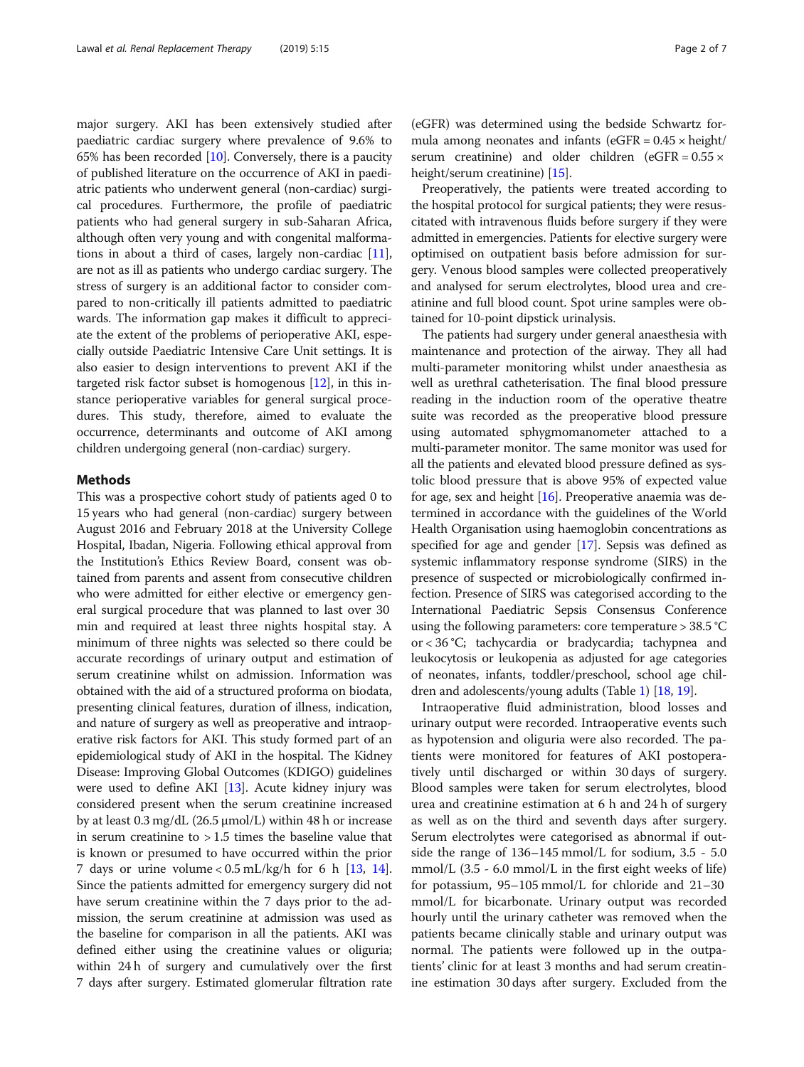major surgery. AKI has been extensively studied after paediatric cardiac surgery where prevalence of 9.6% to 65% has been recorded [10]. Conversely, there is a paucity of published literature on the occurrence of AKI in paediatric patients who underwent general (non-cardiac) surgical procedures. Furthermore, the profile of paediatric patients who had general surgery in sub-Saharan Africa, although often very young and with congenital malformations in about a third of cases, largely non-cardiac [11], are not as ill as patients who undergo cardiac surgery. The stress of surgery is an additional factor to consider compared to non-critically ill patients admitted to paediatric wards. The information gap makes it difficult to appreciate the extent of the problems of perioperative AKI, especially outside Paediatric Intensive Care Unit settings. It is also easier to design interventions to prevent AKI if the targeted risk factor subset is homogenous [12], in this instance perioperative variables for general surgical procedures. This study, therefore, aimed to evaluate the occurrence, determinants and outcome of AKI among children undergoing general (non-cardiac) surgery.

## Methods

This was a prospective cohort study of patients aged 0 to 15 years who had general (non-cardiac) surgery between August 2016 and February 2018 at the University College Hospital, Ibadan, Nigeria. Following ethical approval from the Institution's Ethics Review Board, consent was obtained from parents and assent from consecutive children who were admitted for either elective or emergency general surgical procedure that was planned to last over 30 min and required at least three nights hospital stay. A minimum of three nights was selected so there could be accurate recordings of urinary output and estimation of serum creatinine whilst on admission. Information was obtained with the aid of a structured proforma on biodata, presenting clinical features, duration of illness, indication, and nature of surgery as well as preoperative and intraoperative risk factors for AKI. This study formed part of an epidemiological study of AKI in the hospital. The Kidney Disease: Improving Global Outcomes (KDIGO) guidelines were used to define AKI [13]. Acute kidney injury was considered present when the serum creatinine increased by at least 0.3 mg/dL (26.5 μmol/L) within 48 h or increase in serum creatinine to > 1.5 times the baseline value that is known or presumed to have occurred within the prior 7 days or urine volume < 0.5 mL/kg/h for 6 h [13, 14]. Since the patients admitted for emergency surgery did not have serum creatinine within the 7 days prior to the admission, the serum creatinine at admission was used as the baseline for comparison in all the patients. AKI was defined either using the creatinine values or oliguria; within 24 h of surgery and cumulatively over the first 7 days after surgery. Estimated glomerular filtration rate (eGFR) was determined using the bedside Schwartz formula among neonates and infants (eGFR = 0.45 × height/serum creatinine) and older children (eGFR = 0.55 × height/serum creatinine) [15].

Preoperatively, the patients were treated according to the hospital protocol for surgical patients; they were resuscitated with intravenous fluids before surgery if they were admitted in emergencies. Patients for elective surgery were optimised on outpatient basis before admission for surgery. Venous blood samples were collected preoperatively and analysed for serum electrolytes, blood urea and creatinine and full blood count. Spot urine samples were obtained for 10-point dipstick urinalysis.

The patients had surgery under general anaesthesia with maintenance and protection of the airway. They all had multi-parameter monitoring whilst under anaesthesia as well as urethral catheterisation. The final blood pressure reading in the induction room of the operative theatre suite was recorded as the preoperative blood pressure using automated sphygmomanometer attached to a multi-parameter monitor. The same monitor was used for all the patients and elevated blood pressure defined as systolic blood pressure that is above 95% of expected value for age, sex and height [16]. Preoperative anaemia was determined in accordance with the guidelines of the World Health Organisation using haemoglobin concentrations as specified for age and gender [17]. Sepsis was defined as systemic inflammatory response syndrome (SIRS) in the presence of suspected or microbiologically confirmed infection. Presence of SIRS was categorised according to the International Paediatric Sepsis Consensus Conference using the following parameters: core temperature > 38.5 °C or < 36 °C; tachycardia or bradycardia; tachypnea and leukocytosis or leukopenia as adjusted for age categories of neonates, infants, toddler/preschool, school age children and adolescents/young adults (Table 1) [18, 19].

Intraoperative fluid administration, blood losses and urinary output were recorded. Intraoperative events such as hypotension and oliguria were also recorded. The patients were monitored for features of AKI postoperatively until discharged or within 30 days of surgery. Blood samples were taken for serum electrolytes, blood urea and creatinine estimation at 6 h and 24 h of surgery as well as on the third and seventh days after surgery. Serum electrolytes were categorised as abnormal if outside the range of 136–145 mmol/L for sodium, 3.5 - 5.0 mmol/L (3.5 - 6.0 mmol/L in the first eight weeks of life) for potassium, 95–105 mmol/L for chloride and 21–30 mmol/L for bicarbonate. Urinary output was recorded hourly until the urinary catheter was removed when the patients became clinically stable and urinary output was normal. The patients were followed up in the outpatients' clinic for at least 3 months and had serum creatinine estimation 30 days after surgery. Excluded from the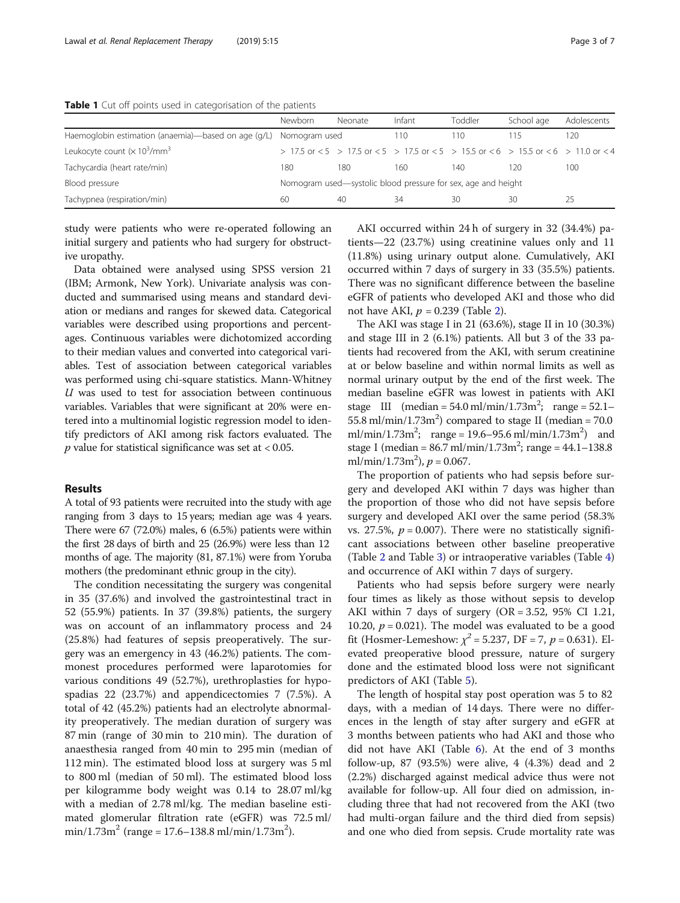**Table 1** Cut off points used in categorisation of the patients

| | Newborn | Neonate | Infant | Toddler | School age | Adolescents |
|---|---|---|---|---|---|---|
| Haemoglobin estimation (anaemia)—based on age (g/L) | Nomogram used | | 110 | 110 | 115 | 120 |
| Leukocyte count ($\times 10^3$/mm$^3$) | > 17.5 or < 5 | > 17.5 or < 5 | > 17.5 or < 5 | > 15.5 or < 6 | > 15.5 or < 6 | > 11.0 or < 4 |
| Tachycardia (heart rate/min) | 180 | 180 | 160 | 140 | 120 | 100 |
| Blood pressure | Nomogram used—systolic blood pressure for sex, age and height | | | | | |
| Tachypnea (respiration/min) | 60 | 40 | 34 | 30 | 30 | 25 |

study were patients who were re-operated following an initial surgery and patients who had surgery for obstructive uropathy.

Data obtained were analysed using SPSS version 21 (IBM; Armonk, New York). Univariate analysis was conducted and summarised using means and standard deviation or medians and ranges for skewed data. Categorical variables were described using proportions and percentages. Continuous variables were dichotomized according to their median values and converted into categorical variables. Test of association between categorical variables was performed using chi-square statistics. Mann-Whitney *U* was used to test for association between continuous variables. Variables that were significant at 20% were entered into a multinomial logistic regression model to identify predictors of AKI among risk factors evaluated. The *p* value for statistical significance was set at < 0.05.

## Results

A total of 93 patients were recruited into the study with age ranging from 3 days to 15 years; median age was 4 years. There were 67 (72.0%) males, 6 (6.5%) patients were within the first 28 days of birth and 25 (26.9%) were less than 12 months of age. The majority (81, 87.1%) were from Yoruba mothers (the predominant ethnic group in the city).

The condition necessitating the surgery was congenital in 35 (37.6%) and involved the gastrointestinal tract in 52 (55.9%) patients. In 37 (39.8%) patients, the surgery was on account of an inflammatory process and 24 (25.8%) had features of sepsis preoperatively. The surgery was an emergency in 43 (46.2%) patients. The commonest procedures performed were laparotomies for various conditions 49 (52.7%), urethroplasties for hypospadias 22 (23.7%) and appendicectomies 7 (7.5%). A total of 42 (45.2%) patients had an electrolyte abnormality preoperatively. The median duration of surgery was 87 min (range of 30 min to 210 min). The duration of anaesthesia ranged from 40 min to 295 min (median of 112 min). The estimated blood loss at surgery was 5 ml to 800 ml (median of 50 ml). The estimated blood loss per kilogramme body weight was 0.14 to 28.07 ml/kg with a median of 2.78 ml/kg. The median baseline estimated glomerular filtration rate (eGFR) was 72.5 ml/min/1.73m$^2$ (range = 17.6–138.8 ml/min/1.73m$^2$).

AKI occurred within 24 h of surgery in 32 (34.4%) patients—22 (23.7%) using creatinine values only and 11 (11.8%) using urinary output alone. Cumulatively, AKI occurred within 7 days of surgery in 33 (35.5%) patients. There was no significant difference between the baseline eGFR of patients who developed AKI and those who did not have AKI, $p = 0.239$ (Table 2).

The AKI was stage I in 21 (63.6%), stage II in 10 (30.3%) and stage III in 2 (6.1%) patients. All but 3 of the 33 patients had recovered from the AKI, with serum creatinine at or below baseline and within normal limits as well as normal urinary output by the end of the first week. The median baseline eGFR was lowest in patients with AKI stage III (median = 54.0 ml/min/1.73m$^2$; range = 52.1–55.8 ml/min/1.73m$^2$) compared to stage II (median = 70.0 ml/min/1.73m$^2$; range = 19.6–95.6 ml/min/1.73m$^2$) and stage I (median = 86.7 ml/min/1.73m$^2$; range = 44.1–138.8 ml/min/1.73m$^2$), $p = 0.067$.

The proportion of patients who had sepsis before surgery and developed AKI within 7 days was higher than the proportion of those who did not have sepsis before surgery and developed AKI over the same period (58.3% vs. 27.5%, $p = 0.007$). There were no statistically significant associations between other baseline preoperative (Table 2 and Table 3) or intraoperative variables (Table 4) and occurrence of AKI within 7 days of surgery.

Patients who had sepsis before surgery were nearly four times as likely as those without sepsis to develop AKI within 7 days of surgery (OR = 3.52, 95% CI 1.21, 10.20, $p = 0.021$). The model was evaluated to be a good fit (Hosmer-Lemeshow: $\chi^2 = 5.237$, DF = 7, $p = 0.631$). Elevated preoperative blood pressure, nature of surgery done and the estimated blood loss were not significant predictors of AKI (Table 5).

The length of hospital stay post operation was 5 to 82 days, with a median of 14 days. There were no differences in the length of stay after surgery and eGFR at 3 months between patients who had AKI and those who did not have AKI (Table 6). At the end of 3 months follow-up, 87 (93.5%) were alive, 4 (4.3%) dead and 2 (2.2%) discharged against medical advice thus were not available for follow-up. All four died on admission, including three that had not recovered from the AKI (two had multi-organ failure and the third died from sepsis) and one who died from sepsis. Crude mortality rate was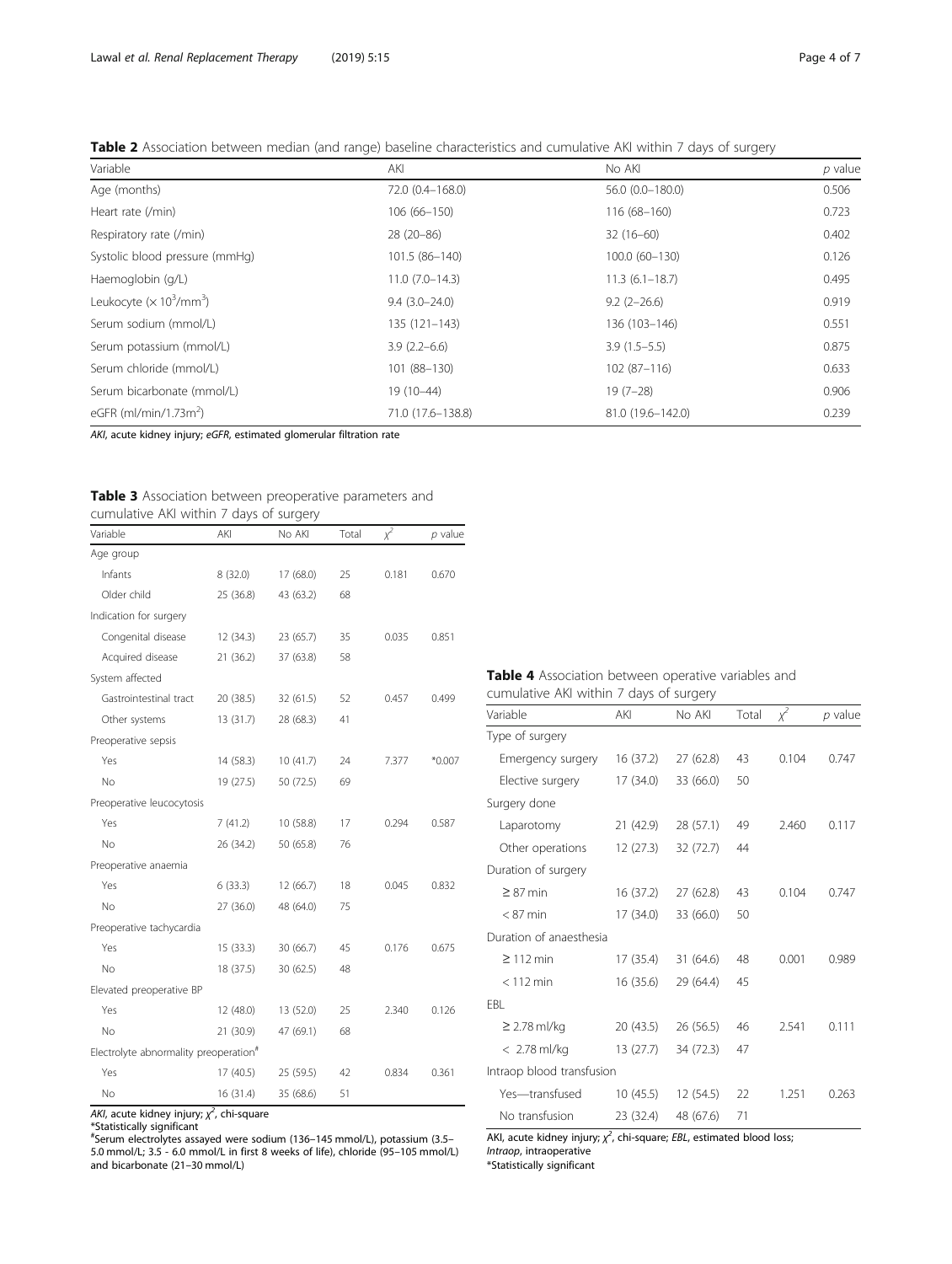**Table 2** Association between median (and range) baseline characteristics and cumulative AKI within 7 days of surgery

| Variable | AKI | No AKI | *p* value |
|---|---|---|---|
| Age (months) | 72.0 (0.4–168.0) | 56.0 (0.0–180.0) | 0.506 |
| Heart rate (/min) | 106 (66–150) | 116 (68–160) | 0.723 |
| Respiratory rate (/min) | 28 (20–86) | 32 (16–60) | 0.402 |
| Systolic blood pressure (mmHg) | 101.5 (86–140) | 100.0 (60–130) | 0.126 |
| Haemoglobin (g/L) | 11.0 (7.0–14.3) | 11.3 (6.1–18.7) | 0.495 |
| Leukocyte ($\times 10^3$/mm$^3$) | 9.4 (3.0–24.0) | 9.2 (2–26.6) | 0.919 |
| Serum sodium (mmol/L) | 135 (121–143) | 136 (103–146) | 0.551 |
| Serum potassium (mmol/L) | 3.9 (2.2–6.6) | 3.9 (1.5–5.5) | 0.875 |
| Serum chloride (mmol/L) | 101 (88–130) | 102 (87–116) | 0.633 |
| Serum bicarbonate (mmol/L) | 19 (10–44) | 19 (7–28) | 0.906 |
| eGFR (ml/min/1.73m$^2$) | 71.0 (17.6–138.8) | 81.0 (19.6–142.0) | 0.239 |

*AKI*, acute kidney injury; *eGFR*, estimated glomerular filtration rate

**Table 3** Association between preoperative parameters and cumulative AKI within 7 days of surgery

| Variable | AKI | No AKI | Total | $\chi^2$ | *p* value |
|---|---|---|---|---|---|
| Age group | | | | | |
| Infants | 8 (32.0) | 17 (68.0) | 25 | 0.181 | 0.670 |
| Older child | 25 (36.8) | 43 (63.2) | 68 | | |
| Indication for surgery | | | | | |
| Congenital disease | 12 (34.3) | 23 (65.7) | 35 | 0.035 | 0.851 |
| Acquired disease | 21 (36.2) | 37 (63.8) | 58 | | |
| System affected | | | | | |
| Gastrointestinal tract | 20 (38.5) | 32 (61.5) | 52 | 0.457 | 0.499 |
| Other systems | 13 (31.7) | 28 (68.3) | 41 | | |
| Preoperative sepsis | | | | | |
| Yes | 14 (58.3) | 10 (41.7) | 24 | 7.377 | *0.007 |
| No | 19 (27.5) | 50 (72.5) | 69 | | |
| Preoperative leucocytosis | | | | | |
| Yes | 7 (41.2) | 10 (58.8) | 17 | 0.294 | 0.587 |
| No | 26 (34.2) | 50 (65.8) | 76 | | |
| Preoperative anaemia | | | | | |
| Yes | 6 (33.3) | 12 (66.7) | 18 | 0.045 | 0.832 |
| No | 27 (36.0) | 48 (64.0) | 75 | | |
| Preoperative tachycardia | | | | | |
| Yes | 15 (33.3) | 30 (66.7) | 45 | 0.176 | 0.675 |
| No | 18 (37.5) | 30 (62.5) | 48 | | |
| Elevated preoperative BP | | | | | |
| Yes | 12 (48.0) | 13 (52.0) | 25 | 2.340 | 0.126 |
| No | 21 (30.9) | 47 (69.1) | 68 | | |
| Electrolyte abnormality preoperation[#] | | | | | |
| Yes | 17 (40.5) | 25 (59.5) | 42 | 0.834 | 0.361 |
| No | 16 (31.4) | 35 (68.6) | 51 | | |

*AKI*, acute kidney injury; $\chi^2$, chi-square
*Statistically significant
[#]Serum electrolytes assayed were sodium (136–145 mmol/L), potassium (3.5–5.0 mmol/L; 3.5 - 6.0 mmol/L in first 8 weeks of life), chloride (95–105 mmol/L) and bicarbonate (21–30 mmol/L)

**Table 4** Association between operative variables and cumulative AKI within 7 days of surgery

| Variable | AKI | No AKI | Total | $\chi^2$ | *p* value |
|---|---|---|---|---|---|
| Type of surgery | | | | | |
| Emergency surgery | 16 (37.2) | 27 (62.8) | 43 | 0.104 | 0.747 |
| Elective surgery | 17 (34.0) | 33 (66.0) | 50 | | |
| Surgery done | | | | | |
| Laparotomy | 21 (42.9) | 28 (57.1) | 49 | 2.460 | 0.117 |
| Other operations | 12 (27.3) | 32 (72.7) | 44 | | |
| Duration of surgery | | | | | |
| ≥ 87 min | 16 (37.2) | 27 (62.8) | 43 | 0.104 | 0.747 |
| < 87 min | 17 (34.0) | 33 (66.0) | 50 | | |
| Duration of anaesthesia | | | | | |
| ≥ 112 min | 17 (35.4) | 31 (64.6) | 48 | 0.001 | 0.989 |
| < 112 min | 16 (35.6) | 29 (64.4) | 45 | | |
| EBL | | | | | |
| ≥ 2.78 ml/kg | 20 (43.5) | 26 (56.5) | 46 | 2.541 | 0.111 |
| < 2.78 ml/kg | 13 (27.7) | 34 (72.3) | 47 | | |
| Intraop blood transfusion | | | | | |
| Yes—transfused | 10 (45.5) | 12 (54.5) | 22 | 1.251 | 0.263 |
| No transfusion | 23 (32.4) | 48 (67.6) | 71 | | |

AKI, acute kidney injury; $\chi^2$, chi-square; *EBL*, estimated blood loss; *Intraop*, intraoperative
*Statistically significant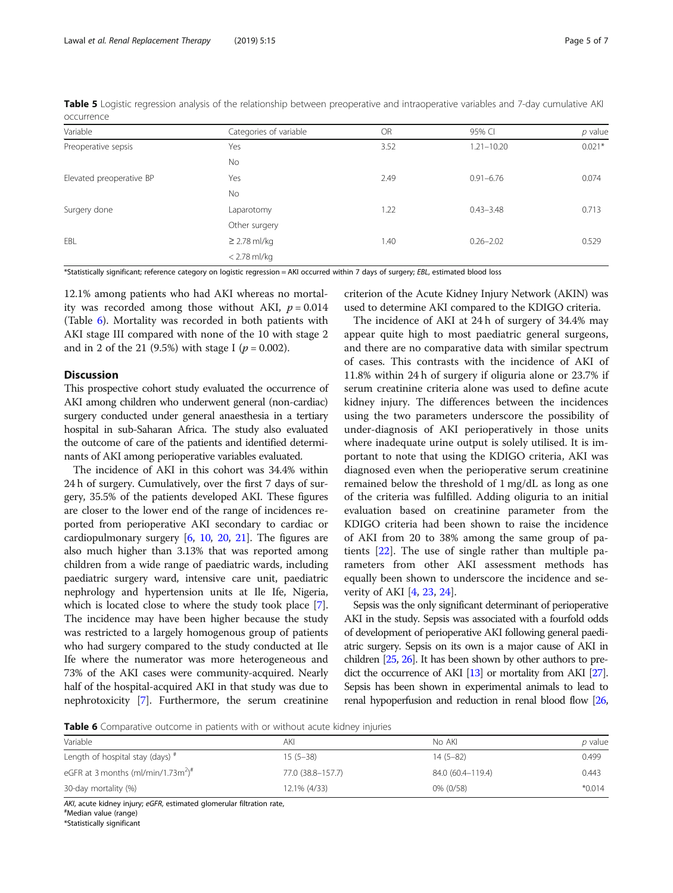**Table 5** Logistic regression analysis of the relationship between preoperative and intraoperative variables and 7-day cumulative AKI occurrence

| Variable | Categories of variable | OR | 95% CI | *p* value |
|---|---|---|---|---|
| Preoperative sepsis | Yes | 3.52 | 1.21–10.20 | 0.021* |
| | No | | | |
| Elevated preoperative BP | Yes | 2.49 | 0.91–6.76 | 0.074 |
| | No | | | |
| Surgery done | Laparotomy | 1.22 | 0.43–3.48 | 0.713 |
| | Other surgery | | | |
| EBL | ≥ 2.78 ml/kg | 1.40 | 0.26–2.02 | 0.529 |
| | < 2.78 ml/kg | | | |

*Statistically significant; reference category on logistic regression = AKI occurred within 7 days of surgery; *EBL*, estimated blood loss

12.1% among patients who had AKI whereas no mortality was recorded among those without AKI, $p = 0.014$ (Table 6). Mortality was recorded in both patients with AKI stage III compared with none of the 10 with stage 2 and in 2 of the 21 (9.5%) with stage I ($p = 0.002$).

## Discussion

This prospective cohort study evaluated the occurrence of AKI among children who underwent general (non-cardiac) surgery conducted under general anaesthesia in a tertiary hospital in sub-Saharan Africa. The study also evaluated the outcome of care of the patients and identified determinants of AKI among perioperative variables evaluated.

The incidence of AKI in this cohort was 34.4% within 24 h of surgery. Cumulatively, over the first 7 days of surgery, 35.5% of the patients developed AKI. These figures are closer to the lower end of the range of incidences reported from perioperative AKI secondary to cardiac or cardiopulmonary surgery [6, 10, 20, 21]. The figures are also much higher than 3.13% that was reported among children from a wide range of paediatric wards, including paediatric surgery ward, intensive care unit, paediatric nephrology and hypertension units at Ile Ife, Nigeria, which is located close to where the study took place [7]. The incidence may have been higher because the study was restricted to a largely homogenous group of patients who had surgery compared to the study conducted at Ile Ife where the numerator was more heterogeneous and 73% of the AKI cases were community-acquired. Nearly half of the hospital-acquired AKI in that study was due to nephrotoxicity [7]. Furthermore, the serum creatinine criterion of the Acute Kidney Injury Network (AKIN) was used to determine AKI compared to the KDIGO criteria.

The incidence of AKI at 24 h of surgery of 34.4% may appear quite high to most paediatric general surgeons, and there are no comparative data with similar spectrum of cases. This contrasts with the incidence of AKI of 11.8% within 24 h of surgery if oliguria alone or 23.7% if serum creatinine criteria alone was used to define acute kidney injury. The differences between the incidences using the two parameters underscore the possibility of under-diagnosis of AKI perioperatively in those units where inadequate urine output is solely utilised. It is important to note that using the KDIGO criteria, AKI was diagnosed even when the perioperative serum creatinine remained below the threshold of 1 mg/dL as long as one of the criteria was fulfilled. Adding oliguria to an initial evaluation based on creatinine parameter from the KDIGO criteria had been shown to raise the incidence of AKI from 20 to 38% among the same group of patients [22]. The use of single rather than multiple parameters from other AKI assessment methods has equally been shown to underscore the incidence and severity of AKI [4, 23, 24].

Sepsis was the only significant determinant of perioperative AKI in the study. Sepsis was associated with a fourfold odds of development of perioperative AKI following general paediatric surgery. Sepsis on its own is a major cause of AKI in children [25, 26]. It has been shown by other authors to predict the occurrence of AKI [13] or mortality from AKI [27]. Sepsis has been shown in experimental animals to lead to renal hypoperfusion and reduction in renal blood flow [26,

**Table 6** Comparative outcome in patients with or without acute kidney injuries

| Variable | AKI | No AKI | *p* value |
|---|---|---|---|
| Length of hospital stay (days) # | 15 (5–38) | 14 (5–82) | 0.499 |
| eGFR at 3 months (ml/min/1.73m$^2$)# | 77.0 (38.8–157.7) | 84.0 (60.4–119.4) | 0.443 |
| 30-day mortality (%) | 12.1% (4/33) | 0% (0/58) | *0.014 |

*AKI*, acute kidney injury; *eGFR*, estimated glomerular filtration rate,
#Median value (range)
*Statistically significant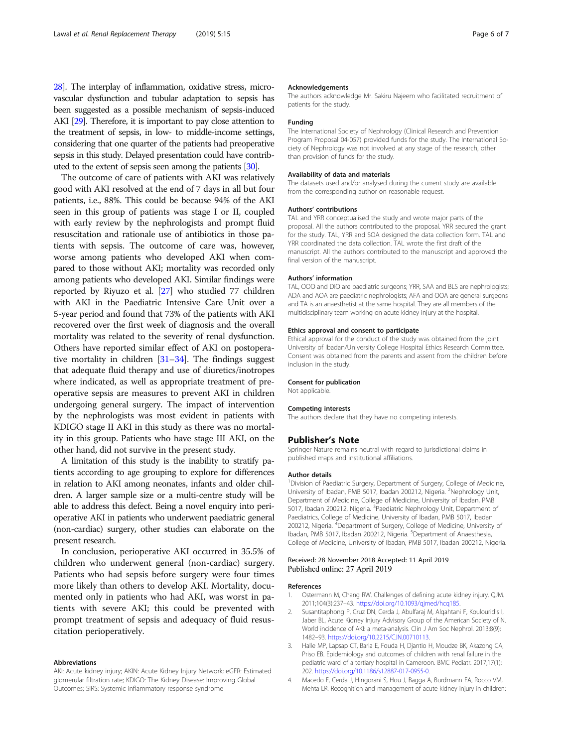28]. The interplay of inflammation, oxidative stress, microvascular dysfunction and tubular adaptation to sepsis has been suggested as a possible mechanism of sepsis-induced AKI [29]. Therefore, it is important to pay close attention to the treatment of sepsis, in low- to middle-income settings, considering that one quarter of the patients had preoperative sepsis in this study. Delayed presentation could have contributed to the extent of sepsis seen among the patients [30].

The outcome of care of patients with AKI was relatively good with AKI resolved at the end of 7 days in all but four patients, i.e., 88%. This could be because 94% of the AKI seen in this group of patients was stage I or II, coupled with early review by the nephrologists and prompt fluid resuscitation and rationale use of antibiotics in those patients with sepsis. The outcome of care was, however, worse among patients who developed AKI when compared to those without AKI; mortality was recorded only among patients who developed AKI. Similar findings were reported by Riyuzo et al. [27] who studied 77 children with AKI in the Paediatric Intensive Care Unit over a 5-year period and found that 73% of the patients with AKI recovered over the first week of diagnosis and the overall mortality was related to the severity of renal dysfunction. Others have reported similar effect of AKI on postoperative mortality in children [31–34]. The findings suggest that adequate fluid therapy and use of diuretics/inotropes where indicated, as well as appropriate treatment of preoperative sepsis are measures to prevent AKI in children undergoing general surgery. The impact of intervention by the nephrologists was most evident in patients with KDIGO stage II AKI in this study as there was no mortality in this group. Patients who have stage III AKI, on the other hand, did not survive in the present study.

A limitation of this study is the inability to stratify patients according to age grouping to explore for differences in relation to AKI among neonates, infants and older children. A larger sample size or a multi-centre study will be able to address this defect. Being a novel enquiry into perioperative AKI in patients who underwent paediatric general (non-cardiac) surgery, other studies can elaborate on the present research.

In conclusion, perioperative AKI occurred in 35.5% of children who underwent general (non-cardiac) surgery. Patients who had sepsis before surgery were four times more likely than others to develop AKI. Mortality, documented only in patients who had AKI, was worst in patients with severe AKI; this could be prevented with prompt treatment of sepsis and adequacy of fluid resuscitation perioperatively.

#### Abbreviations

AKI: Acute kidney injury; AKIN: Acute Kidney Injury Network; eGFR: Estimated glomerular filtration rate; KDIGO: The Kidney Disease: Improving Global Outcomes; SIRS: Systemic inflammatory response syndrome

#### Acknowledgements

The authors acknowledge Mr. Sakiru Najeem who facilitated recruitment of patients for the study.

#### Funding

The International Society of Nephrology (Clinical Research and Prevention Program Proposal 04-057) provided funds for the study. The International Society of Nephrology was not involved at any stage of the research, other than provision of funds for the study.

#### Availability of data and materials

The datasets used and/or analysed during the current study are available from the corresponding author on reasonable request.

#### Authors' contributions

TAL and YRR conceptualised the study and wrote major parts of the proposal. All the authors contributed to the proposal. YRR secured the grant for the study. TAL, YRR and SOA designed the data collection form. TAL and YRR coordinated the data collection. TAL wrote the first draft of the manuscript. All the authors contributed to the manuscript and approved the final version of the manuscript.

#### Authors' information

TAL, OOO and DIO are paediatric surgeons; YRR, SAA and BLS are nephrologists; ADA and AOA are paediatric nephrologists; AFA and OOA are general surgeons and TA is an anaesthetist at the same hospital. They are all members of the multidisciplinary team working on acute kidney injury at the hospital.

#### Ethics approval and consent to participate

Ethical approval for the conduct of the study was obtained from the joint University of Ibadan/University College Hospital Ethics Research Committee. Consent was obtained from the parents and assent from the children before inclusion in the study.

#### Consent for publication

Not applicable.

#### Competing interests

The authors declare that they have no competing interests.

## Publisher's Note

Springer Nature remains neutral with regard to jurisdictional claims in published maps and institutional affiliations.

#### Author details

[1]Division of Paediatric Surgery, Department of Surgery, College of Medicine, University of Ibadan, PMB 5017, Ibadan 200212, Nigeria. [2]Nephrology Unit, Department of Medicine, College of Medicine, University of Ibadan, PMB 5017, Ibadan 200212, Nigeria. [3]Paediatric Nephrology Unit, Department of Paediatrics, College of Medicine, University of Ibadan, PMB 5017, Ibadan 200212, Nigeria. [4]Department of Surgery, College of Medicine, University of Ibadan, PMB 5017, Ibadan 200212, Nigeria. [5]Department of Anaesthesia, College of Medicine, University of Ibadan, PMB 5017, Ibadan 200212, Nigeria.

Received: 28 November 2018 Accepted: 11 April 2019
Published online: 27 April 2019

#### References

1. Ostermann M, Chang RW. Challenges of defining acute kidney injury. QJM. 2011;104(3):237–43. https://doi.org/10.1093/qjmed/hcq185.
2. Susantitaphong P, Cruz DN, Cerda J, Abulfaraj M, Alqahtani F, Koulouridis I, Jaber BL, Acute Kidney Injury Advisory Group of the American Society of N. World incidence of AKI: a meta-analysis. Clin J Am Soc Nephrol. 2013;8(9): 1482–93. https://doi.org/10.2215/CJN.00710113.
3. Halle MP, Lapsap CT, Barla E, Fouda H, Djantio H, Moudze BK, Akazong CA, Priso EB. Epidemiology and outcomes of children with renal failure in the pediatric ward of a tertiary hospital in Cameroon. BMC Pediatr. 2017;17(1): 202. https://doi.org/10.1186/s12887-017-0955-0.
4. Macedo E, Cerda J, Hingorani S, Hou J, Bagga A, Burdmann EA, Rocco MV, Mehta LR. Recognition and management of acute kidney injury in children: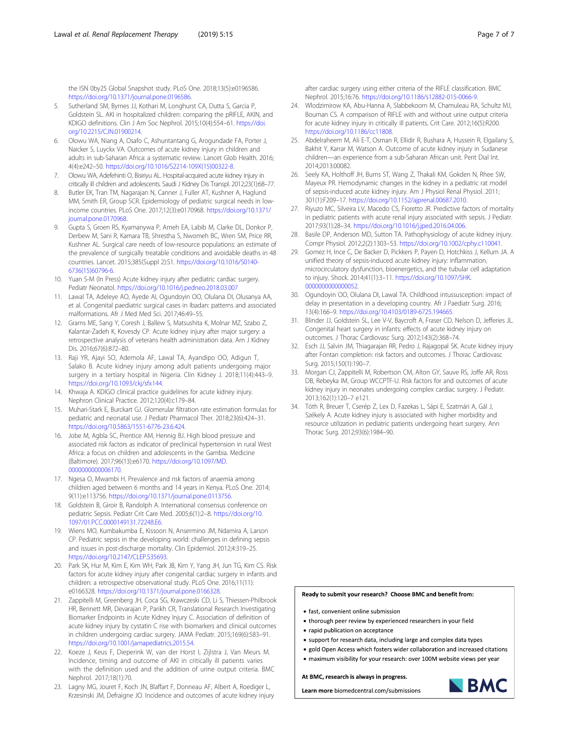the ISN 0by25 Global Snapshot study. PLoS One. 2018;13(5):e0196586. https://doi.org/10.1371/journal.pone.0196586.

5. Sutherland SM, Byrnes JJ, Kothari M, Longhurst CA, Dutta S, Garcia P, Goldstein SL. AKI in hospitalized children: comparing the pRIFLE, AKIN, and KDIGO definitions. Clin J Am Soc Nephrol. 2015;10(4):554–61. https://doi.org/10.2215/CJN.01900214.
6. Olowu WA, Niang A, Osafo C, Ashuntantang G, Arogundade FA, Porter J, Naicker S, Luyckx VA. Outcomes of acute kidney injury in children and adults in sub-Saharan Africa: a systematic review. Lancet Glob Health. 2016;4(4):e242–50. https://doi.org/10.1016/S2214-109X(15)00322-8.
7. Olowu WA, Adefehinti O, Bisiriyu AL. Hospital-acquired acute kidney injury in critically ill children and adolescents. Saudi J Kidney Dis Transpl. 2012;23(1):68–77.
8. Butler EK, Tran TM, Nagarajan N, Canner J, Fuller AT, Kushner A, Haglund MM, Smith ER, Group SCR. Epidemiology of pediatric surgical needs in low-income countries. PLoS One. 2017;12(3):e0170968. https://doi.org/10.1371/journal.pone.0170968.
9. Gupta S, Groen RS, Kyamanywa P, Ameh EA, Labib M, Clarke DL, Donkor P, Derbew M, Sani R, Kamara TB, Shrestha S, Nwomeh BC, Wren SM, Price RR, Kushner AL. Surgical care needs of low-resource populations: an estimate of the prevalence of surgically treatable conditions and avoidable deaths in 48 countries. Lancet. 2015;385(Suppl 2):S1. https://doi.org/10.1016/S0140-6736(15)60796-6.
10. Yuan S-M (In Press) Acute kidney injury after pediatric cardiac surgery. Pediatr Neonatol. https://doi.org/10.1016/j.pedneo.2018.03.007
11. Lawal TA, Adeleye AO, Ayede AI, Ogundoyin OO, Olulana DI, Olusanya AA, et al. Congenital paediatric surgical cases in Ibadan: patterns and associated malformations. Afr J Med Med Sci. 2017;46:49–55.
12. Grams ME, Sang Y, Coresh J, Ballew S, Matsushita K, Molnar MZ, Szabo Z, Kalantar-Zadeh K, Kovesdy CP. Acute kidney injury after major surgery: a retrospective analysis of veterans health administration data. Am J Kidney Dis. 2016;67(6):872–80.
13. Raji YR, Ajayi SO, Ademola AF, Lawal TA, Ayandipo OO, Adigun T, Salako B. Acute kidney injury among adult patients undergoing major surgery in a tertiary hospital in Nigeria. Clin Kidney J. 2018;11(4):443–9. https://doi.org/10.1093/ckj/sfx144.
14. Khwaja A. KDIGO clinical practice guidelines for acute kidney injury. Nephron Clinical Practice. 2012;120(4):c179–84.
15. Muhari-Stark E, Burckart GJ. Glomerular filtration rate estimation formulas for pediatric and neonatal use. J Pediatr Pharmacol Ther. 2018;23(6):424–31. https://doi.org/10.5863/1551-6776-23.6.424.
16. Jobe M, Agbla SC, Prentice AM, Hennig BJ. High blood pressure and associated risk factors as indicator of preclinical hypertension in rural West Africa: a focus on children and adolescents in the Gambia. Medicine (Baltimore). 2017;96(13):e6170. https://doi.org/10.1097/MD.0000000000006170.
17. Ngesa O, Mwambi H. Prevalence and risk factors of anaemia among children aged between 6 months and 14 years in Kenya. PLoS One. 2014;9(11):e113756. https://doi.org/10.1371/journal.pone.0113756.
18. Goldstein B, Giroir B, Randolph A. International consensus conference on pediatric Sepsis. Pediatr Crit Care Med. 2005;6(1):2–8. https://doi.org/10.1097/01.PCC.0000149131.72248.E6.
19. Wiens MO, Kumbakumba E, Kissoon N, Ansermino JM, Ndamira A, Larson CP. Pediatric sepsis in the developing world: challenges in defining sepsis and issues in post-discharge mortality. Clin Epidemiol. 2012;4:319–25. https://doi.org/10.2147/CLEP.S35693.
20. Park SK, Hur M, Kim E, Kim WH, Park JB, Kim Y, Yang JH, Jun TG, Kim CS. Risk factors for acute kidney injury after congenital cardiac surgery in infants and children: a retrospective observational study. PLoS One. 2016;11(11):e0166328. https://doi.org/10.1371/journal.pone.0166328.
21. Zappitelli M, Greenberg JH, Coca SG, Krawczeski CD, Li S, Thiessen-Philbrook HR, Bennett MR, Devarajan P, Parikh CR, Translational Research Investigating Biomarker Endpoints in Acute Kidney Injury C. Association of definition of acute kidney injury by cystatin C rise with biomarkers and clinical outcomes in children undergoing cardiac surgery. JAMA Pediatr. 2015;169(6):583–91. https://doi.org/10.1001/jamapediatrics.2015.54.
22. Koeze J, Keus F, Dieperink W, van der Horst I, Zijlstra J, Van Meurs M. Incidence, timing and outcome of AKI in critically ill patients varies with the definition used and the addition of urine output criteria. BMC Nephrol. 2017;18(1):70.
23. Lagny MG, Jouret F, Koch JN, Blaffart F, Donneau AF, Albert A, Roediger L, Krzesinski JM, Defraigne JO. Incidence and outcomes of acute kidney injury after cardiac surgery using either criteria of the RIFLE classification. BMC Nephrol. 2015;16:76. https://doi.org/10.1186/s12882-015-0066-9.
24. Wlodzimirow KA, Abu-Hanna A, Slabbekoorn M, Chamuleau RA, Schultz MJ, Bouman CS. A comparison of RIFLE with and without urine output criteria for acute kidney injury in critically ill patients. Crit Care. 2012;16(5):R200. https://doi.org/10.1186/cc11808.
25. Abdelraheem M, Ali E-T, Osman R, Ellidir R, Bushara A, Hussein R, Elgailany S, Bakhit Y, Karrar M, Watson A. Outcome of acute kidney injury in Sudanese children—an experience from a sub-Saharan African unit. Perit Dial Int. 2014;2013:00082.
26. Seely KA, Holthoff JH, Burns ST, Wang Z, Thakali KM, Gokden N, Rhee SW, Mayeux PR. Hemodynamic changes in the kidney in a pediatric rat model of sepsis-induced acute kidney injury. Am J Physiol Renal Physiol. 2011;301(1):F209–17. https://doi.org/10.1152/ajprenal.00687.2010.
27. Riyuzo MC, Silveira LV, Macedo CS, Fioretto JR. Predictive factors of mortality in pediatric patients with acute renal injury associated with sepsis. J Pediatr. 2017;93(1):28–34. https://doi.org/10.1016/j.jped.2016.04.006.
28. Basile DP, Anderson MD, Sutton TA. Pathophysiology of acute kidney injury. Compr Physiol. 2012;2(2):1303–53. https://doi.org/10.1002/cphy.c110041.
29. Gomez H, Ince C, De Backer D, Pickkers P, Payen D, Hotchkiss J, Kellum JA. A unified theory of sepsis-induced acute kidney injury: inflammation, microcirculatory dysfunction, bioenergetics, and the tubular cell adaptation to injury. Shock. 2014;41(1):3–11. https://doi.org/10.1097/SHK.0000000000000052.
30. Ogundoyin OO, Olulana DI, Lawal TA. Childhood intussusception: impact of delay in presentation in a developing country. Afr J Paediatr Surg. 2016;13(4):166–9. https://doi.org/10.4103/0189-6725.194665.
31. Blinder JJ, Goldstein SL, Lee V-V, Baycroft A, Fraser CD, Nelson D, Jefferies JL. Congenital heart surgery in infants: effects of acute kidney injury on outcomes. J Thorac Cardiovasc Surg. 2012;143(2):368–74.
32. Esch JJ, Salvin JM, Thiagarajan RR, Pedro J, Rajagopal SK. Acute kidney injury after Fontan completion: risk factors and outcomes. J Thorac Cardiovasc Surg. 2015;150(1):190–7.
33. Morgan CJ, Zappitelli M, Robertson CM, Alton GY, Sauve RS, Joffe AR, Ross DB, Rebeyka IM, Group WCCPTF-U. Risk factors for and outcomes of acute kidney injury in neonates undergoing complex cardiac surgery. J Pediatr. 2013;162(1):120–7 e121.
34. Tóth R, Breuer T, Cserép Z, Lex D, Fazekas L, Sápi E, Szatmári A, Gál J, Székely A. Acute kidney injury is associated with higher morbidity and resource utilization in pediatric patients undergoing heart surgery. Ann Thorac Surg. 2012;93(6):1984–90.

**Ready to submit your research? Choose BMC and benefit from:**

- fast, convenient online submission
- thorough peer review by experienced researchers in your field
- rapid publication on acceptance
- support for research data, including large and complex data types
- gold Open Access which fosters wider collaboration and increased citations
- maximum visibility for your research: over 100M website views per year

**At BMC, research is always in progress.**

**Learn more** biomedcentral.com/submissions

BMC